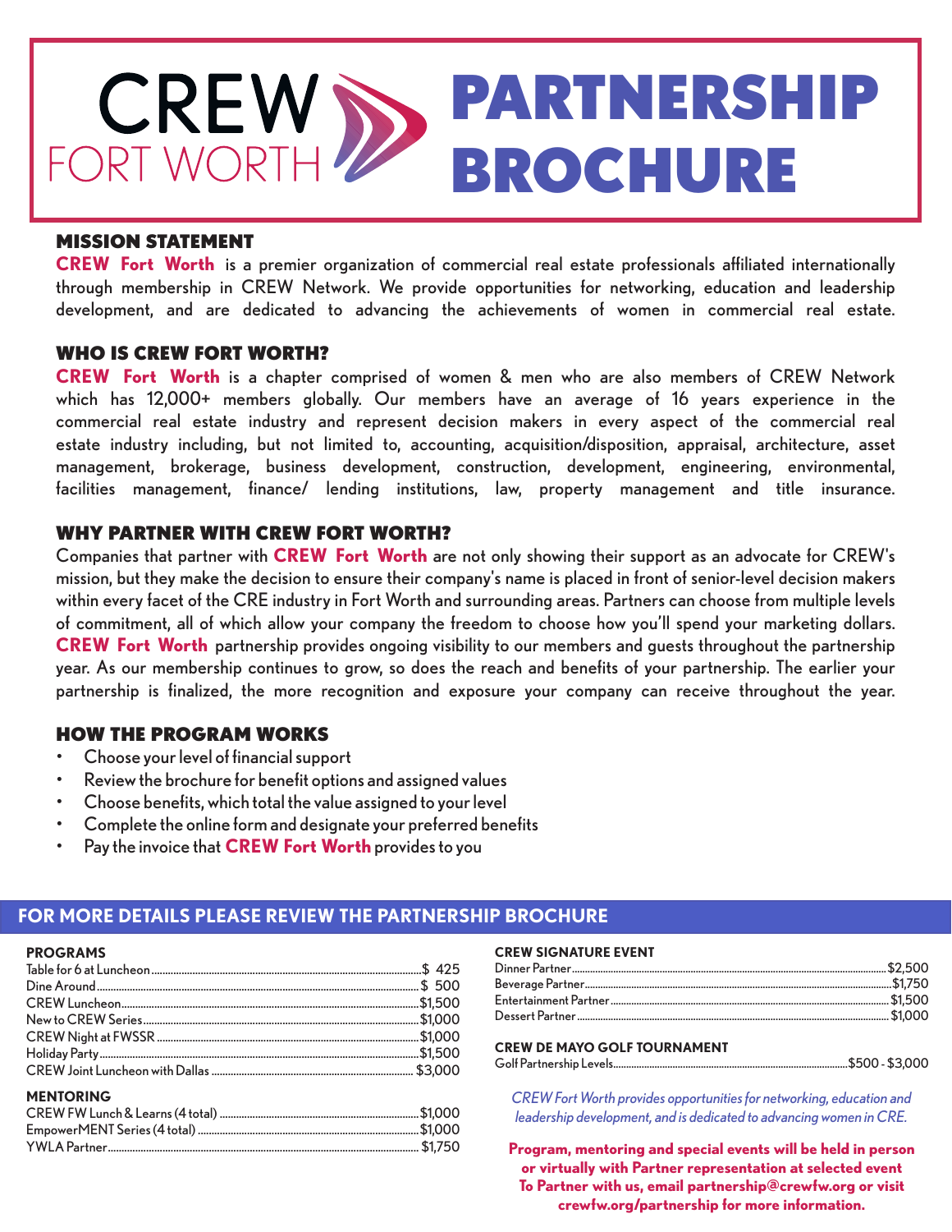# CREW FORT WORTH PARTNERSHIP BROCHURE

## MISSION STATEMENT

**CREW Fort Worth** is a premier organization of commercial real estate professionals affiliated internationally through membership in CREW Network. We provide opportunities for networking, education and leadership development, and are dedicated to advancing the achievements of women in commercial real estate.

## WHO IS CREW FORT WORTH?

**CREW Fort Worth** is a chapter comprised of women & men who are also members of CREW Network which has 12,000+ members globally. Our members have an average of 16 years experience in the commercial real estate industry and represent decision makers in every aspect of the commercial real estate industry including, but not limited to, accounting, acquisition/disposition, appraisal, architecture, asset management, brokerage, business development, construction, development, engineering, environmental, facilities management, finance/ lending institutions, law, property management and title insurance.

## WHY PARTNER WITH CREW FORT WORTH?

Companies that partner with **CREW Fort Worth** are not only showing their support as an advocate for CREW's mission, but they make the decision to ensure their company's name is placed in front of senior-level decision makers within every facet of the CRE industry in Fort Worth and surrounding areas. Partners can choose from multiple levels of commitment, all of which allow your company the freedom to choose how you'll spend your marketing dollars. **CREW Fort Worth** partnership provides ongoing visibility to our members and guests throughout the partnership year. As our membership continues to grow, so does the reach and benefits of your partnership. The earlier your partnership is finalized, the more recognition and exposure your company can receive throughout the year.

## HOW THE PROGRAM WORKS

- Choose your level of financial support
- Review the brochure for benefit options and assigned values
- Choose benefits, which total the value assigned to your level
- Complete the online form and designate your preferred benefits
- Pay the invoice that **CREW Fort Worth** provides to you

## FOR MORE DETAILS PLEASE REVIEW THE PARTNERSHIP BROCHURE

### PROGRAMS

| Program | Amount |
| --- | --- |
| Table for 6 at Luncheon | $ 425 |
| Dine Around | $ 500 |
| CREW Luncheon | $1,500 |
| New to CREW Series | $1,000 |
| CREW Night at FWSSR | $1,000 |
| Holiday Party | $1,500 |
| CREW Joint Luncheon with Dallas | $3,000 |

### MENTORING

| Program | Amount |
| --- | --- |
| CREW FW Lunch & Learns (4 total) | $1,000 |
| EmpowerMENT Series (4 total) | $1,000 |
| YWLA Partner | $1,750 |

### CREW SIGNATURE EVENT

| Partner | Amount |
| --- | --- |
| Dinner Partner | $2,500 |
| Beverage Partner | $1,750 |
| Entertainment Partner | $1,500 |
| Dessert Partner | $1,000 |

### CREW DE MAYO GOLF TOURNAMENT

| Partner | Amount |
| --- | --- |
| Golf Partnership Levels | $500 - $3,000 |

*CREW Fort Worth provides opportunities for networking, education and leadership development, and is dedicated to advancing women in CRE.*

**Program, mentoring and special events will be held in person or virtually with Partner representation at selected event To Partner with us, email partnership@crewfw.org or visit crewfw.org/partnership for more information.**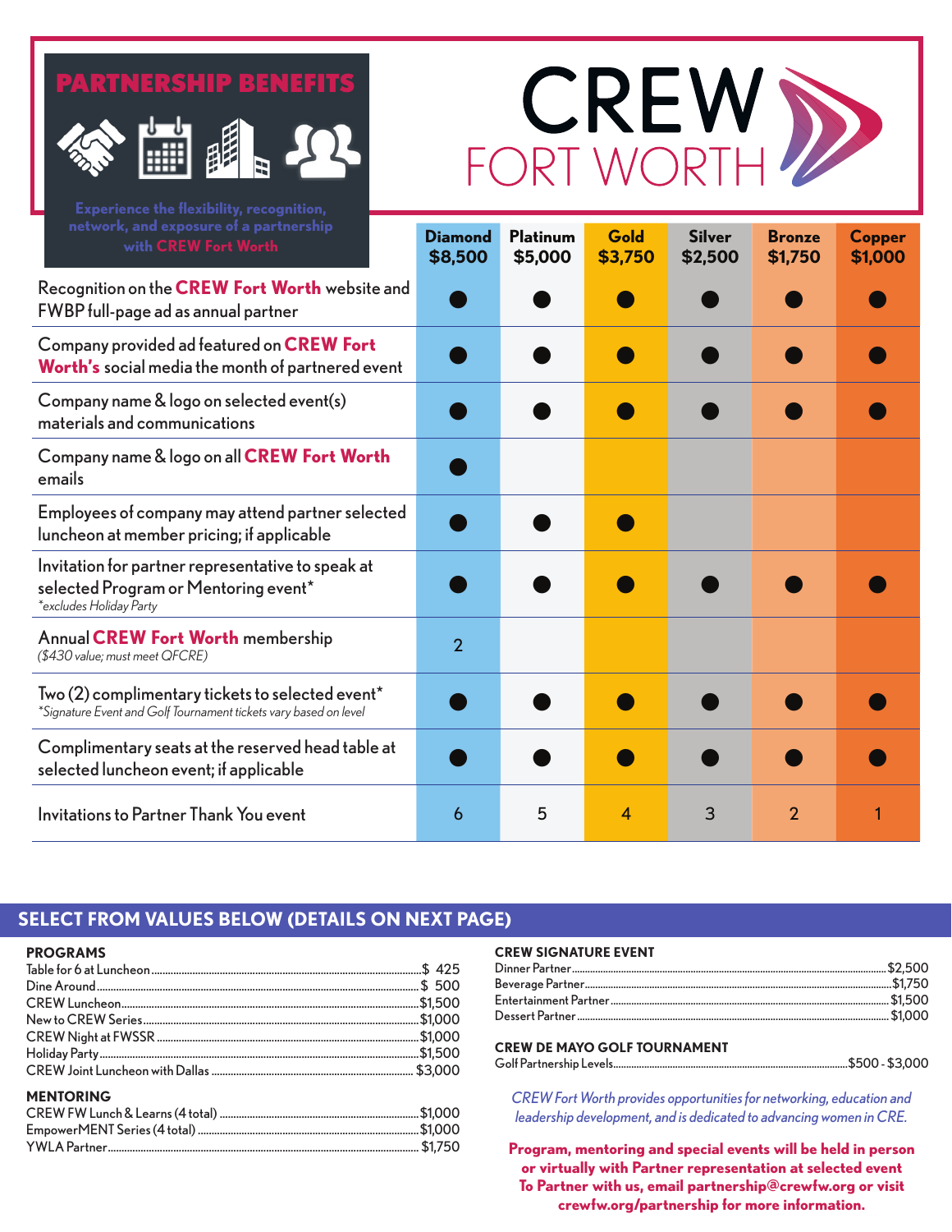# CREW FORT WORTH

## PARTNERSHIP BENEFITS

Experience the flexibility, recognition, network, and exposure of a partnership with **CREW Fort Worth**

| | Diamond $8,500 | Platinum $5,000 | Gold $3,750 | Silver $2,500 | Bronze $1,750 | Copper $1,000 |
|---|---|---|---|---|---|---|
| Recognition on the **CREW Fort Worth** website and FWBP full-page ad as annual partner | ● | ● | ● | ● | ● | ● |
| Company provided ad featured on **CREW Fort Worth's** social media the month of partnered event | ● | ● | ● | ● | ● | ● |
| Company name & logo on selected event(s) materials and communications | ● | ● | ● | ● | ● | ● |
| Company name & logo on all **CREW Fort Worth** emails | ● | | | | | |
| Employees of company may attend partner selected luncheon at member pricing; if applicable | ● | ● | ● | | | |
| Invitation for partner representative to speak at selected Program or Mentoring event* *excludes Holiday Party* | ● | ● | ● | ● | ● | ● |
| Annual **CREW Fort Worth** membership *($430 value; must meet QFCRE)* | 2 | | | | | |
| Two (2) complimentary tickets to selected event* *Signature Event and Golf Tournament tickets vary based on level* | ● | ● | ● | ● | ● | ● |
| Complimentary seats at the reserved head table at selected luncheon event; if applicable | ● | ● | ● | ● | ● | ● |
| Invitations to Partner Thank You event | 6 | 5 | 4 | 3 | 2 | 1 |

## SELECT FROM VALUES BELOW (DETAILS ON NEXT PAGE)

### PROGRAMS

- Table for 6 at Luncheon ........ $ 425
- Dine Around ........ $ 500
- CREW Luncheon ........ $1,500
- New to CREW Series ........ $1,000
- CREW Night at FWSSR ........ $1,000
- Holiday Party ........ $1,500
- CREW Joint Luncheon with Dallas ........ $3,000

### MENTORING

- CREW FW Lunch & Learns (4 total) ........ $1,000
- EmpowerMENT Series (4 total) ........ $1,000
- YWLA Partner ........ $1,750

### CREW SIGNATURE EVENT

- Dinner Partner ........ $2,500
- Beverage Partner ........ $1,750
- Entertainment Partner ........ $1,500
- Dessert Partner ........ $1,000

### CREW DE MAYO GOLF TOURNAMENT

- Golf Partnership Levels ........ $500 - $3,000

*CREW Fort Worth provides opportunities for networking, education and leadership development, and is dedicated to advancing women in CRE.*

**Program, mentoring and special events will be held in person or virtually with Partner representation at selected event To Partner with us, email partnership@crewfw.org or visit crewfw.org/partnership for more information.**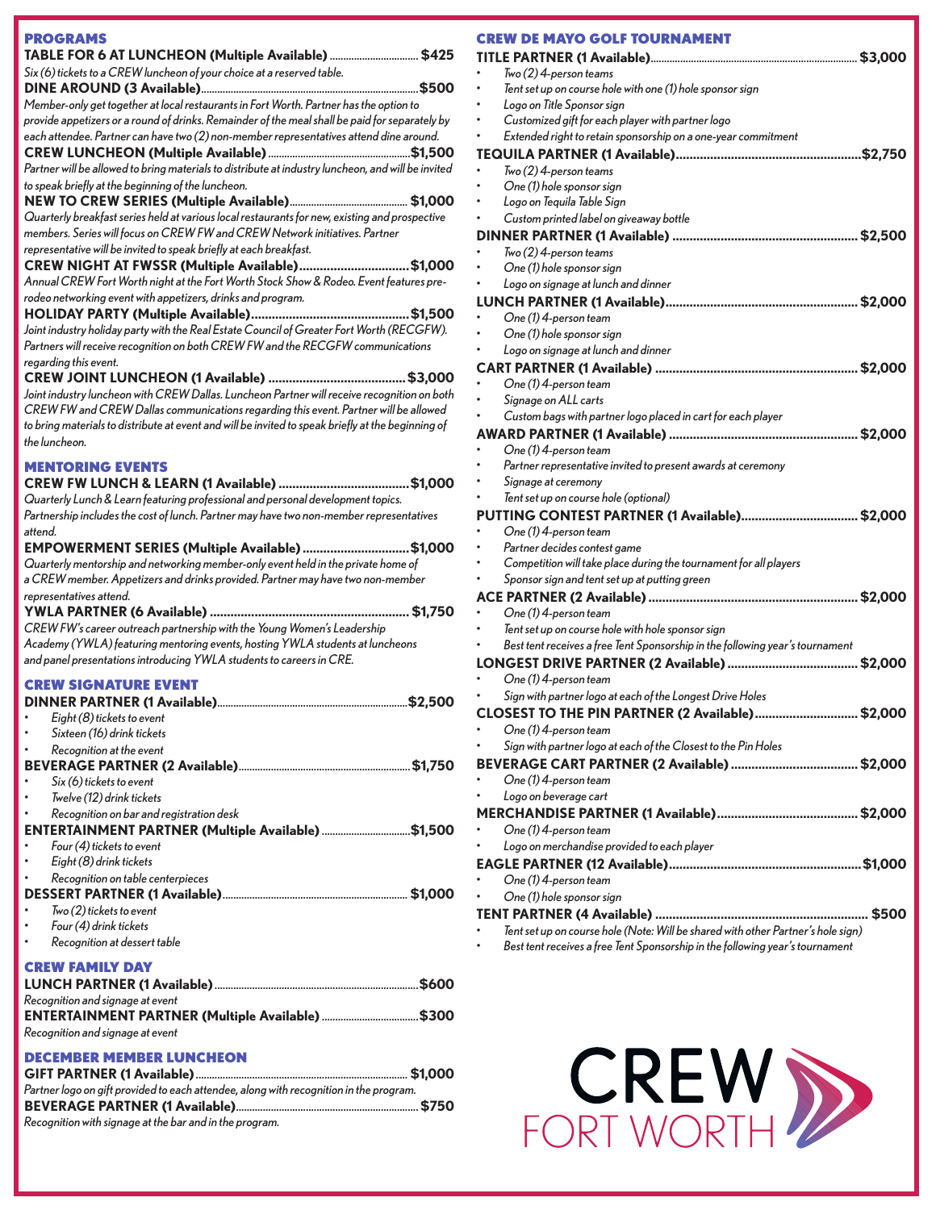## PROGRAMS

**TABLE FOR 6 AT LUNCHEON (Multiple Available)** ................................ **$425**
*Six (6) tickets to a CREW luncheon of your choice at a reserved table.*

**DINE AROUND (3 Available)**................................................................**$500**
*Member-only get together at local restaurants in Fort Worth. Partner has the option to provide appetizers or a round of drinks. Remainder of the meal shall be paid for separately by each attendee. Partner can have two (2) non-member representatives attend dine around.*

**CREW LUNCHEON (Multiple Available)**.....................................................**$1,500**
*Partner will be allowed to bring materials to distribute at industry luncheon, and will be invited to speak briefly at the beginning of the luncheon.*

**NEW TO CREW SERIES (Multiple Available)**............................................ **$1,000**
*Quarterly breakfast series held at various local restaurants for new, existing and prospective members. Series will focus on CREW FW and CREW Network initiatives. Partner representative will be invited to speak briefly at each breakfast.*

**CREW NIGHT AT FWSSR (Multiple Available)**................................**$1,000**
*Annual CREW Fort Worth night at the Fort Worth Stock Show & Rodeo. Event features pre-rodeo networking event with appetizers, drinks and program.*

**HOLIDAY PARTY (Multiple Available)**..............................................**$1,500**
*Joint industry holiday party with the Real Estate Council of Greater Fort Worth (RECGFW). Partners will receive recognition on both CREW FW and the RECGFW communications regarding this event.*

**CREW JOINT LUNCHEON (1 Available)** .......................................**$3,000**
*Joint industry luncheon with CREW Dallas. Luncheon Partner will receive recognition on both CREW FW and CREW Dallas communications regarding this event. Partner will be allowed to bring materials to distribute at event and will be invited to speak briefly at the beginning of the luncheon.*

## MENTORING EVENTS

**CREW FW LUNCH & LEARN (1 Available)** .....................................**$1,000**
*Quarterly Lunch & Learn featuring professional and personal development topics. Partnership includes the cost of lunch. Partner may have two non-member representatives attend.*

**EMPOWERMENT SERIES (Multiple Available)** ..............................**$1,000**
*Quarterly mentorship and networking member-only event held in the private home of a CREW member. Appetizers and drinks provided. Partner may have two non-member representatives attend.*

**YWLA PARTNER (6 Available)** .......................................................... **$1,750**
*CREW FW's career outreach partnership with the Young Women's Leadership Academy (YWLA) featuring mentoring events, hosting YWLA students at luncheons and panel presentations introducing YWLA students to careers in CRE.*

## CREW SIGNATURE EVENT

**DINNER PARTNER (1 Available)**...................................................................**$2,500**
- *Eight (8) tickets to event*
- *Sixteen (16) drink tickets*
- *Recognition at the event*

**BEVERAGE PARTNER (2 Available)**...............................................................**$1,750**
- *Six (6) tickets to event*
- *Twelve (12) drink tickets*
- *Recognition on bar and registration desk*

**ENTERTAINMENT PARTNER (Multiple Available)** ................................**$1,500**
- *Four (4) tickets to event*
- *Eight (8) drink tickets*
- *Recognition on table centerpieces*

**DESSERT PARTNER (1 Available)**.................................................................. **$1,000**
- *Two (2) tickets to event*
- *Four (4) drink tickets*
- *Recognition at dessert table*

## CREW FAMILY DAY

**LUNCH PARTNER (1 Available)**..........................................................................**$600**
*Recognition and signage at event*

**ENTERTAINMENT PARTNER (Multiple Available)** ...................................**$300**
*Recognition and signage at event*

## DECEMBER MEMBER LUNCHEON

**GIFT PARTNER (1 Available)**............................................................................ **$1,000**
*Partner logo on gift provided to each attendee, along with recognition in the program.*

**BEVERAGE PARTNER (1 Available)**.................................................................. **$750**
*Recognition with signage at the bar and in the program.*

## CREW DE MAYO GOLF TOURNAMENT

**TITLE PARTNER (1 Available)**.......................................................................... **$3,000**
- *Two (2) 4-person teams*
- *Tent set up on course hole with one (1) hole sponsor sign*
- *Logo on Title Sponsor sign*
- *Customized gift for each player with partner logo*
- *Extended right to retain sponsorship on a one-year commitment*

**TEQUILA PARTNER (1 Available)**......................................................**$2,750**
- *Two (2) 4-person teams*
- *One (1) hole sponsor sign*
- *Logo on Tequila Table Sign*
- *Custom printed label on giveaway bottle*

**DINNER PARTNER (1 Available)** ..................................................... **$2,500**
- *Two (2) 4-person teams*
- *One (1) hole sponsor sign*
- *Logo on signage at lunch and dinner*

**LUNCH PARTNER (1 Available)**....................................................... **$2,000**
- *One (1) 4-person team*
- *One (1) hole sponsor sign*
- *Logo on signage at lunch and dinner*

**CART PARTNER (1 Available)** .......................................................... **$2,000**
- *One (1) 4-person team*
- *Signage on ALL carts*
- *Custom bags with partner logo placed in cart for each player*

**AWARD PARTNER (1 Available)** ...................................................... **$2,000**
- *One (1) 4-person team*
- *Partner representative invited to present awards at ceremony*
- *Signage at ceremony*
- *Tent set up on course hole (optional)*

**PUTTING CONTEST PARTNER (1 Available)**.................................. **$2,000**
- *One (1) 4-person team*
- *Partner decides contest game*
- *Competition will take place during the tournament for all players*
- *Sponsor sign and tent set up at putting green*

**ACE PARTNER (2 Available)** ............................................................ **$2,000**
- *One (1) 4-person team*
- *Tent set up on course hole with hole sponsor sign*
- *Best tent receives a free Tent Sponsorship in the following year's tournament*

**LONGEST DRIVE PARTNER (2 Available)** ...................................... **$2,000**
- *One (1) 4-person team*
- *Sign with partner logo at each of the Longest Drive Holes*

**CLOSEST TO THE PIN PARTNER (2 Available)**.............................. **$2,000**
- *One (1) 4-person team*
- *Sign with partner logo at each of the Closest to the Pin Holes*

**BEVERAGE CART PARTNER (2 Available)** ..................................... **$2,000**
- *One (1) 4-person team*
- *Logo on beverage cart*

**MERCHANDISE PARTNER (1 Available)**......................................... **$2,000**
- *One (1) 4-person team*
- *Logo on merchandise provided to each player*

**EAGLE PARTNER (12 Available)**.......................................................**$1,000**
- *One (1) 4-person team*
- *One (1) hole sponsor sign*

**TENT PARTNER (4 Available)** ............................................................. **$500**
- *Tent set up on course hole (Note: Will be shared with other Partner's hole sign)*
- *Best tent receives a free Tent Sponsorship in the following year's tournament*

CREW FORT WORTH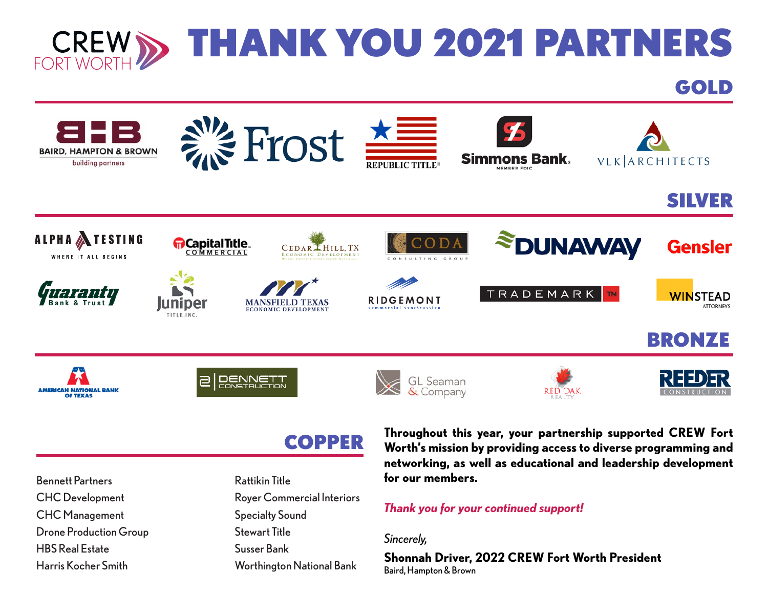CREW FORT WORTH

# THANK YOU 2021 PARTNERS

## GOLD

BAIRD, HAMPTON & BROWN building partners

Frost

REPUBLIC TITLE®

Simmons Bank® MEMBER FDIC

VLK|ARCHITECTS

## SILVER

ALPHA TESTING WHERE IT ALL BEGINS

CapitalTitle COMMERCIAL

CEDAR HILL, TX ECONOMIC DEVELOPMENT

CODA CONSULTING GROUP

DUNAWAY

Gensler

Guaranty Bank & Trust

Juniper TITLE.INC.

MANSFIELD TEXAS ECONOMIC DEVELOPMENT

RIDGEMONT commercial construction

TRADEMARK TM

WINSTEAD ATTORNEYS

## BRONZE

AMERICAN NATIONAL BANK OF TEXAS

DENNETT CONSTRUCTION

GL Seaman & Company

RED OAK REALTY

REEDER CONSTRUCTION

## COPPER

Bennett Partners
CHC Development
CHC Management
Drone Production Group
HBS Real Estate
Harris Kocher Smith
Rattikin Title
Royer Commercial Interiors
Specialty Sound
Stewart Title
Susser Bank
Worthington National Bank

**Throughout this year, your partnership supported CREW Fort Worth's mission by providing access to diverse programming and networking, as well as educational and leadership development for our members.**

***Thank you for your continued support!***

*Sincerely,*

**Shonnah Driver, 2022 CREW Fort Worth President**
Baird, Hampton & Brown